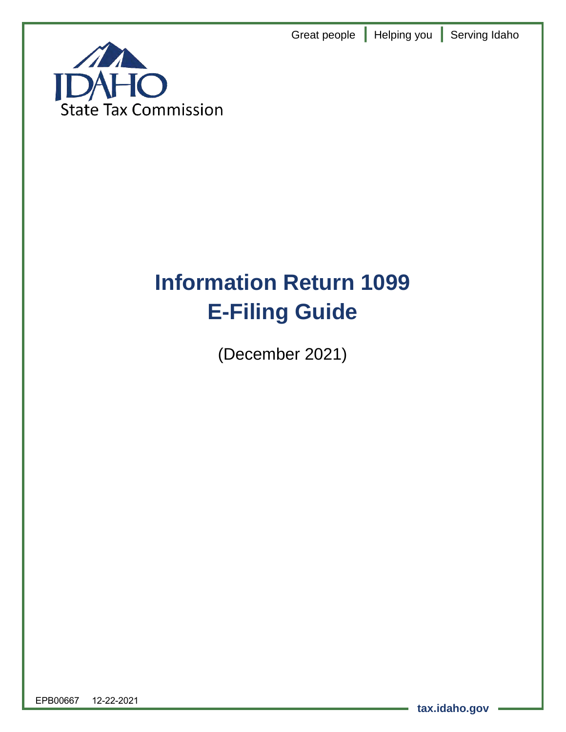Great people | Helping you | Serving Idaho

IDAHO State Tax Commission

# Information Return 1099 E-Filing Guide

(December 2021)

EPB00667 12-22-2021

tax.idaho.gov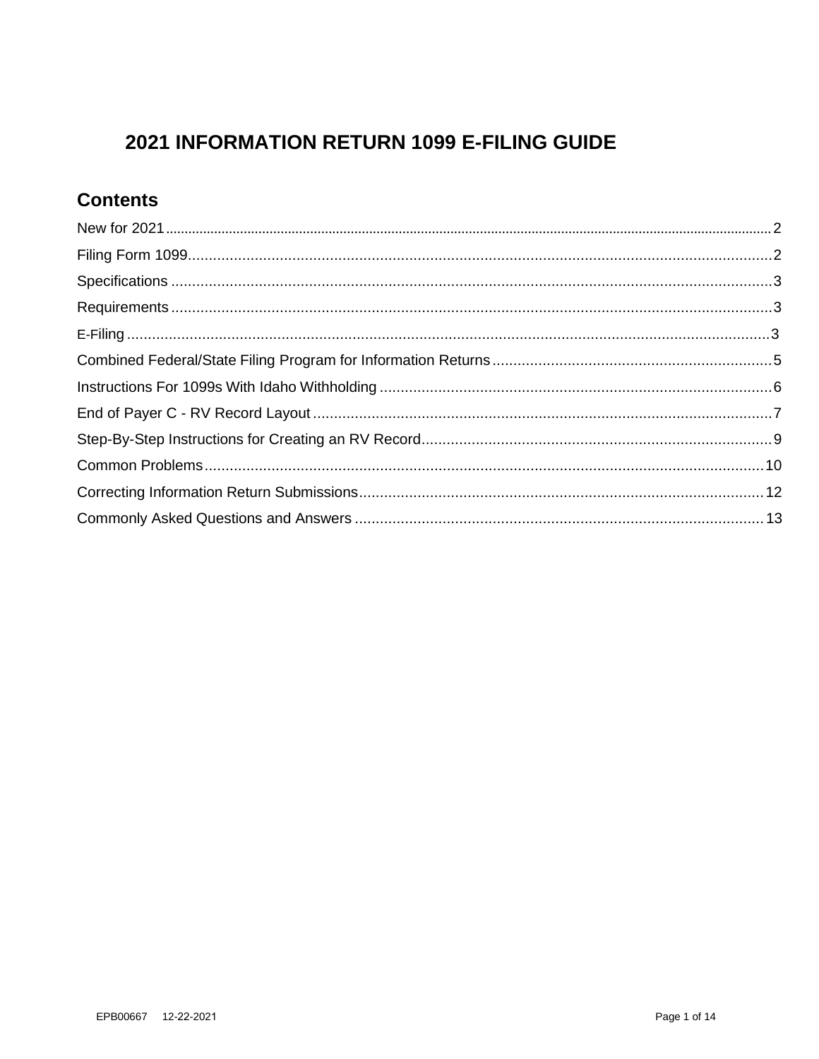# 2021 INFORMATION RETURN 1099 E-FILING GUIDE

## Contents

New for 2021 .......... 2

Filing Form 1099 .......... 2

Specifications .......... 3

Requirements .......... 3

E-Filing .......... 3

Combined Federal/State Filing Program for Information Returns .......... 5

Instructions For 1099s With Idaho Withholding .......... 6

End of Payer C - RV Record Layout .......... 7

Step-By-Step Instructions for Creating an RV Record .......... 9

Common Problems .......... 10

Correcting Information Return Submissions .......... 12

Commonly Asked Questions and Answers .......... 13

EPB00667 12-22-2021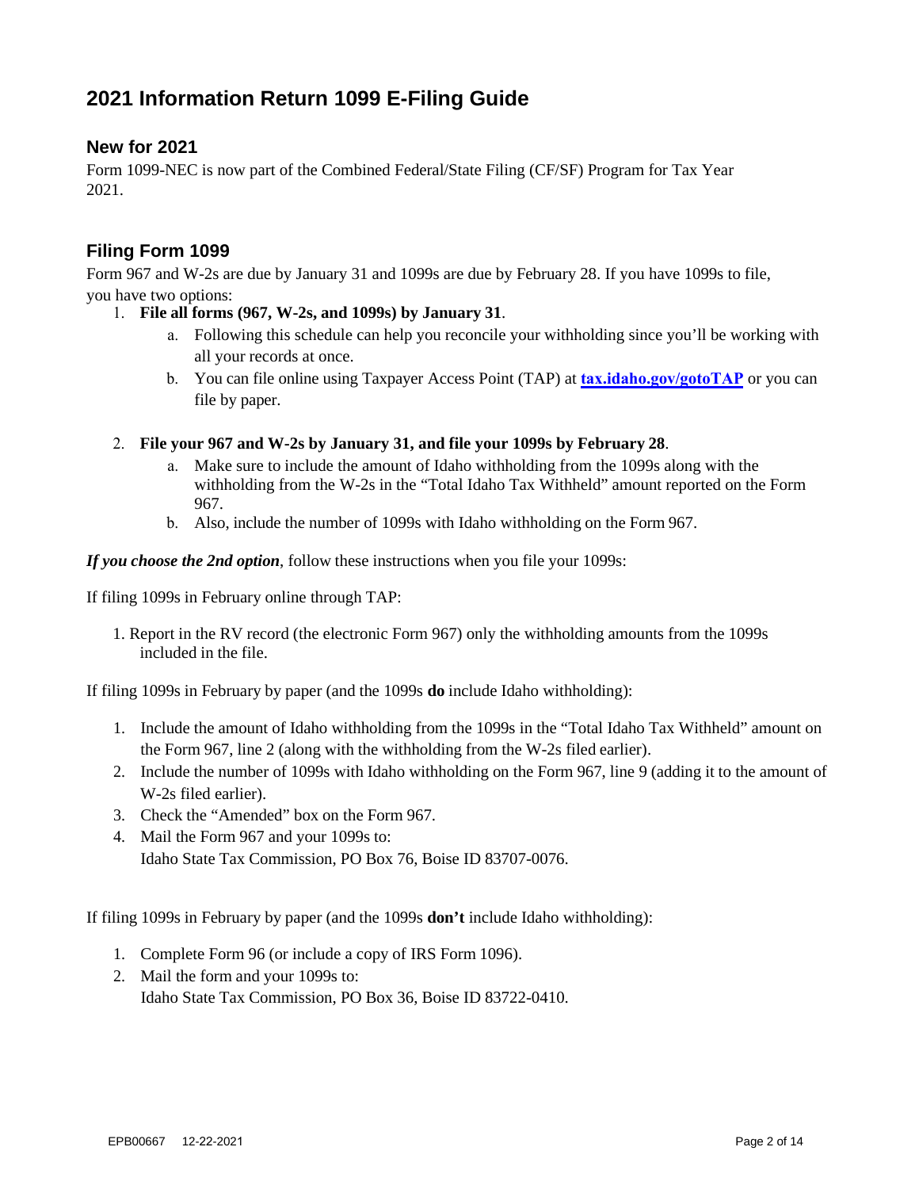# 2021 Information Return 1099 E-Filing Guide

## New for 2021

Form 1099-NEC is now part of the Combined Federal/State Filing (CF/SF) Program for Tax Year 2021.

## Filing Form 1099

Form 967 and W-2s are due by January 31 and 1099s are due by February 28. If you have 1099s to file, you have two options:

1. **File all forms (967, W-2s, and 1099s) by January 31**.
   a. Following this schedule can help you reconcile your withholding since you'll be working with all your records at once.
   b. You can file online using Taxpayer Access Point (TAP) at **tax.idaho.gov/gotoTAP** or you can file by paper.

2. **File your 967 and W-2s by January 31, and file your 1099s by February 28**.
   a. Make sure to include the amount of Idaho withholding from the 1099s along with the withholding from the W-2s in the "Total Idaho Tax Withheld" amount reported on the Form 967.
   b. Also, include the number of 1099s with Idaho withholding on the Form 967.

***If you choose the 2nd option***, follow these instructions when you file your 1099s:

If filing 1099s in February online through TAP:

1. Report in the RV record (the electronic Form 967) only the withholding amounts from the 1099s included in the file.

If filing 1099s in February by paper (and the 1099s **do** include Idaho withholding):

1. Include the amount of Idaho withholding from the 1099s in the "Total Idaho Tax Withheld" amount on the Form 967, line 2 (along with the withholding from the W-2s filed earlier).
2. Include the number of 1099s with Idaho withholding on the Form 967, line 9 (adding it to the amount of W-2s filed earlier).
3. Check the "Amended" box on the Form 967.
4. Mail the Form 967 and your 1099s to:
   Idaho State Tax Commission, PO Box 76, Boise ID 83707-0076.

If filing 1099s in February by paper (and the 1099s **don't** include Idaho withholding):

1. Complete Form 96 (or include a copy of IRS Form 1096).
2. Mail the form and your 1099s to:
   Idaho State Tax Commission, PO Box 36, Boise ID 83722-0410.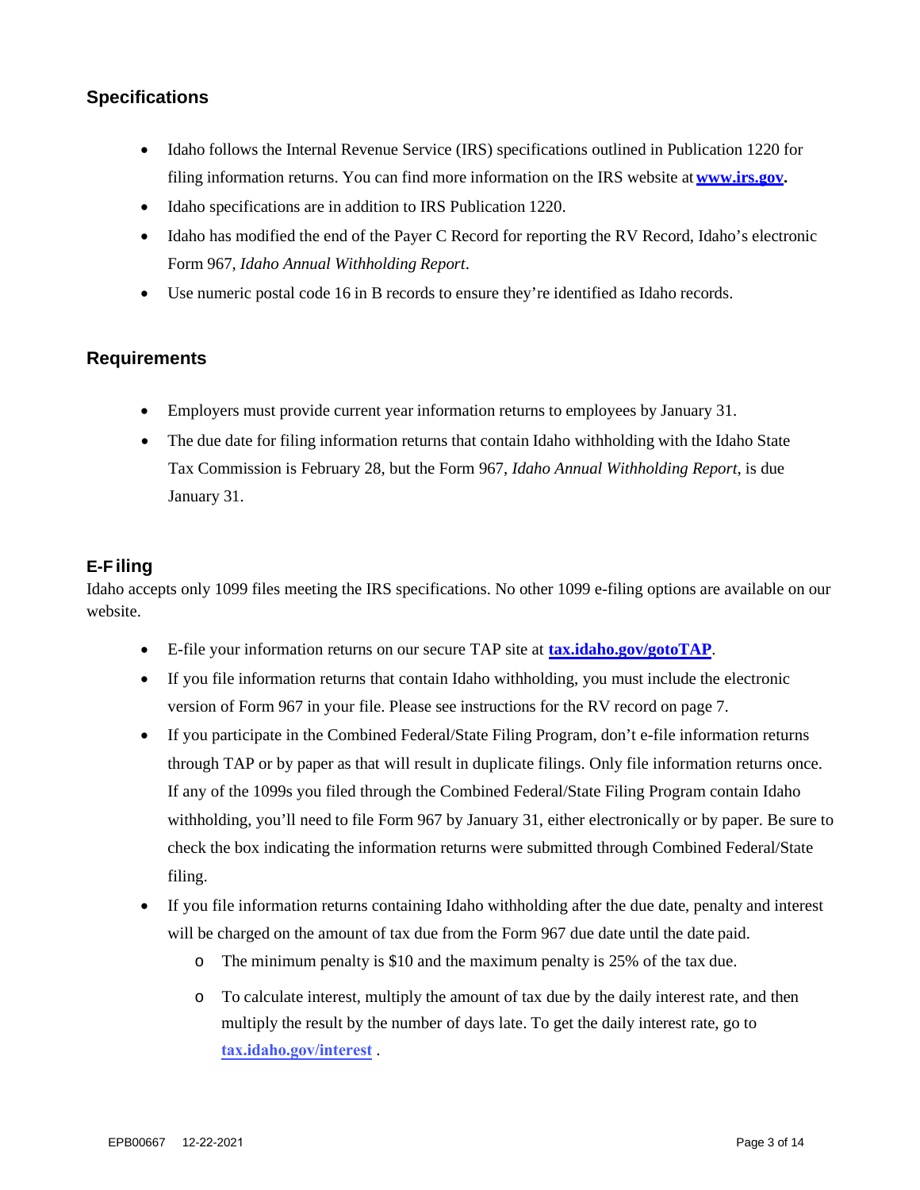## Specifications

- Idaho follows the Internal Revenue Service (IRS) specifications outlined in Publication 1220 for filing information returns. You can find more information on the IRS website at **www.irs.gov**.
- Idaho specifications are in addition to IRS Publication 1220.
- Idaho has modified the end of the Payer C Record for reporting the RV Record, Idaho's electronic Form 967, *Idaho Annual Withholding Report*.
- Use numeric postal code 16 in B records to ensure they're identified as Idaho records.

## Requirements

- Employers must provide current year information returns to employees by January 31.
- The due date for filing information returns that contain Idaho withholding with the Idaho State Tax Commission is February 28, but the Form 967, *Idaho Annual Withholding Report*, is due January 31.

## E-Filing

Idaho accepts only 1099 files meeting the IRS specifications. No other 1099 e-filing options are available on our website.

- E-file your information returns on our secure TAP site at **tax.idaho.gov/gotoTAP**.
- If you file information returns that contain Idaho withholding, you must include the electronic version of Form 967 in your file. Please see instructions for the RV record on page 7.
- If you participate in the Combined Federal/State Filing Program, don't e-file information returns through TAP or by paper as that will result in duplicate filings. Only file information returns once. If any of the 1099s you filed through the Combined Federal/State Filing Program contain Idaho withholding, you'll need to file Form 967 by January 31, either electronically or by paper. Be sure to check the box indicating the information returns were submitted through Combined Federal/State filing.
- If you file information returns containing Idaho withholding after the due date, penalty and interest will be charged on the amount of tax due from the Form 967 due date until the date paid.
  - The minimum penalty is $10 and the maximum penalty is 25% of the tax due.
  - To calculate interest, multiply the amount of tax due by the daily interest rate, and then multiply the result by the number of days late. To get the daily interest rate, go to **tax.idaho.gov/interest** .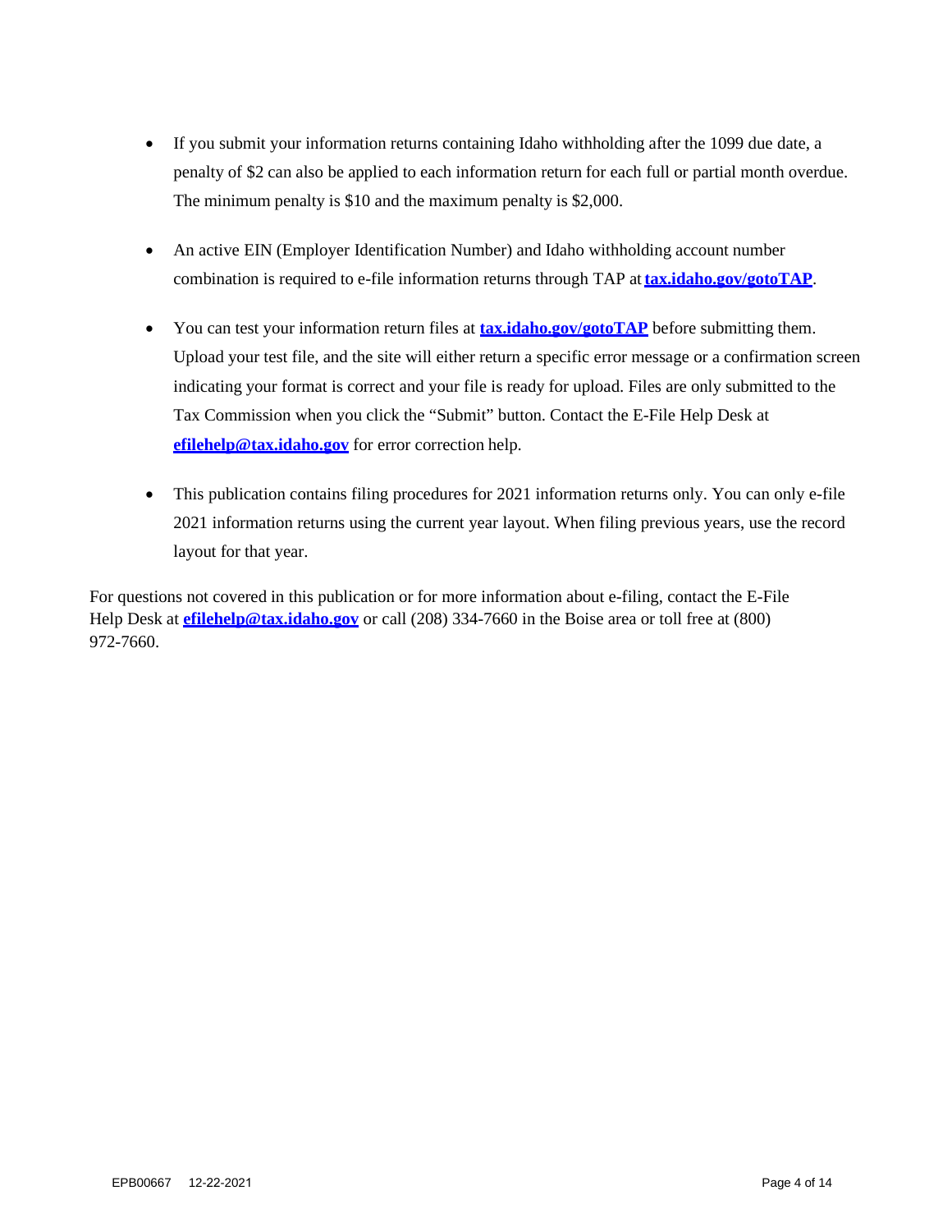- If you submit your information returns containing Idaho withholding after the 1099 due date, a penalty of $2 can also be applied to each information return for each full or partial month overdue. The minimum penalty is $10 and the maximum penalty is $2,000.

- An active EIN (Employer Identification Number) and Idaho withholding account number combination is required to e-file information returns through TAP at **tax.idaho.gov/gotoTAP**.

- You can test your information return files at **tax.idaho.gov/gotoTAP** before submitting them. Upload your test file, and the site will either return a specific error message or a confirmation screen indicating your format is correct and your file is ready for upload. Files are only submitted to the Tax Commission when you click the "Submit" button. Contact the E-File Help Desk at **efilehelp@tax.idaho.gov** for error correction help.

- This publication contains filing procedures for 2021 information returns only. You can only e-file 2021 information returns using the current year layout. When filing previous years, use the record layout for that year.

For questions not covered in this publication or for more information about e-filing, contact the E-File Help Desk at **efilehelp@tax.idaho.gov** or call (208) 334-7660 in the Boise area or toll free at (800) 972-7660.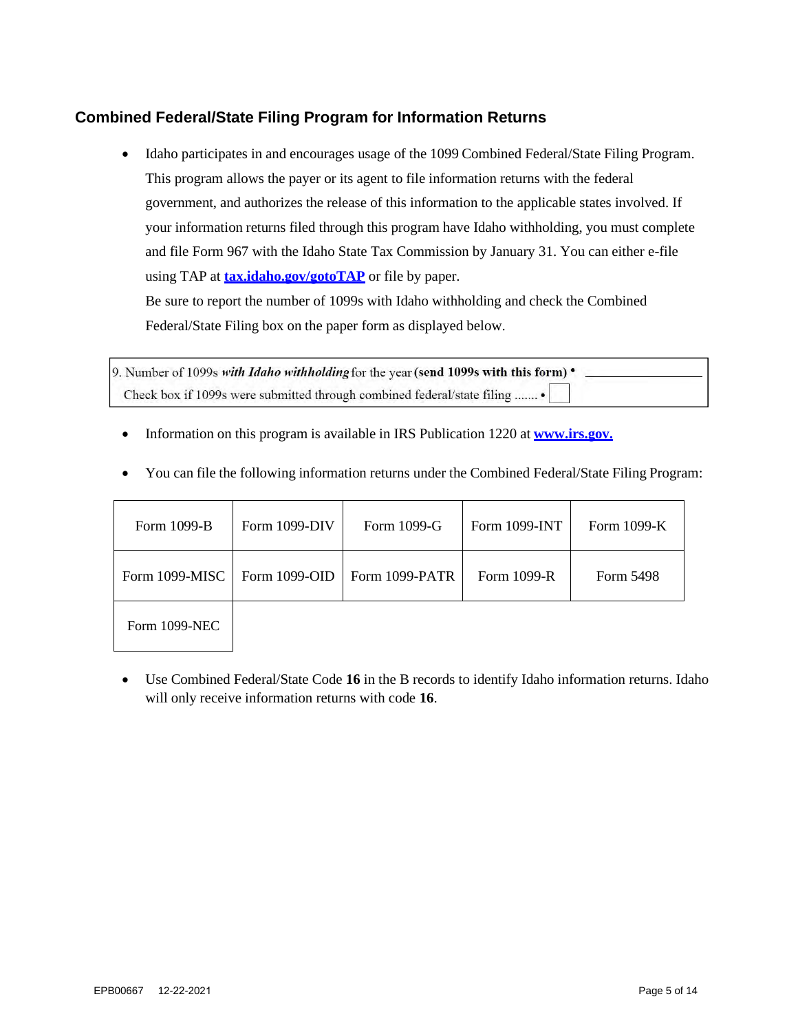## Combined Federal/State Filing Program for Information Returns

- Idaho participates in and encourages usage of the 1099 Combined Federal/State Filing Program. This program allows the payer or its agent to file information returns with the federal government, and authorizes the release of this information to the applicable states involved. If your information returns filed through this program have Idaho withholding, you must complete and file Form 967 with the Idaho State Tax Commission by January 31. You can either e-file using TAP at **tax.idaho.gov/gotoTAP** or file by paper.

  Be sure to report the number of 1099s with Idaho withholding and check the Combined Federal/State Filing box on the paper form as displayed below.

| 9. Number of 1099s ***with Idaho withholding*** for the year **(send 1099s with this form)** • ________________ |
|---|
| Check box if 1099s were submitted through combined federal/state filing ....... • ☐ |

- Information on this program is available in IRS Publication 1220 at **www.irs.gov.**

- You can file the following information returns under the Combined Federal/State Filing Program:

| | | | | |
|---|---|---|---|---|
| Form 1099-B | Form 1099-DIV | Form 1099-G | Form 1099-INT | Form 1099-K |
| Form 1099-MISC | Form 1099-OID | Form 1099-PATR | Form 1099-R | Form 5498 |
| Form 1099-NEC | | | | |

- Use Combined Federal/State Code **16** in the B records to identify Idaho information returns. Idaho will only receive information returns with code **16**.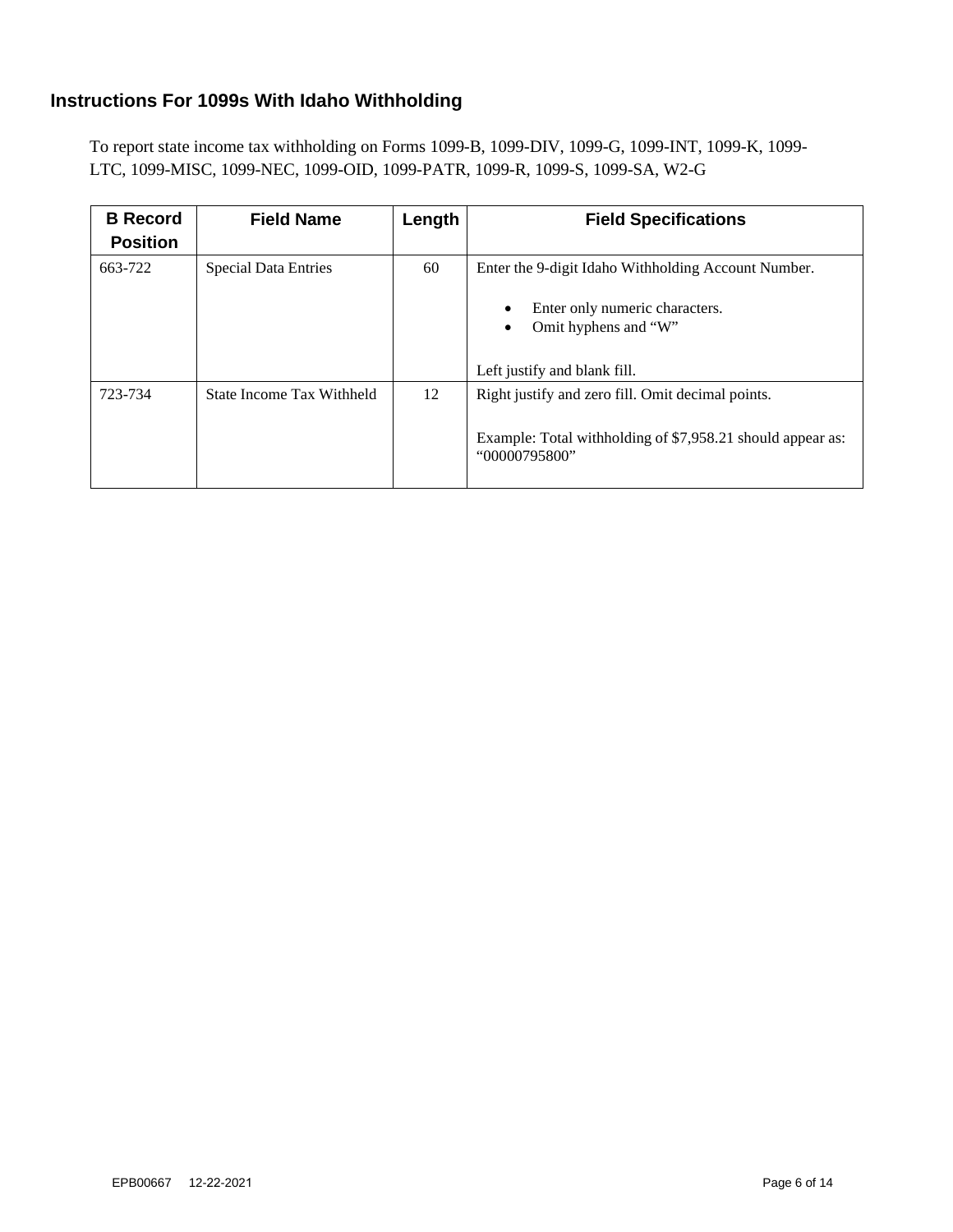## Instructions For 1099s With Idaho Withholding

To report state income tax withholding on Forms 1099-B, 1099-DIV, 1099-G, 1099-INT, 1099-K, 1099-LTC, 1099-MISC, 1099-NEC, 1099-OID, 1099-PATR, 1099-R, 1099-S, 1099-SA, W2-G

| B Record Position | Field Name | Length | Field Specifications |
|---|---|---|---|
| 663-722 | Special Data Entries | 60 | Enter the 9-digit Idaho Withholding Account Number.<br><br>• Enter only numeric characters.<br>• Omit hyphens and "W"<br><br>Left justify and blank fill. |
| 723-734 | State Income Tax Withheld | 12 | Right justify and zero fill. Omit decimal points.<br><br>Example: Total withholding of $7,958.21 should appear as: "00000795800" |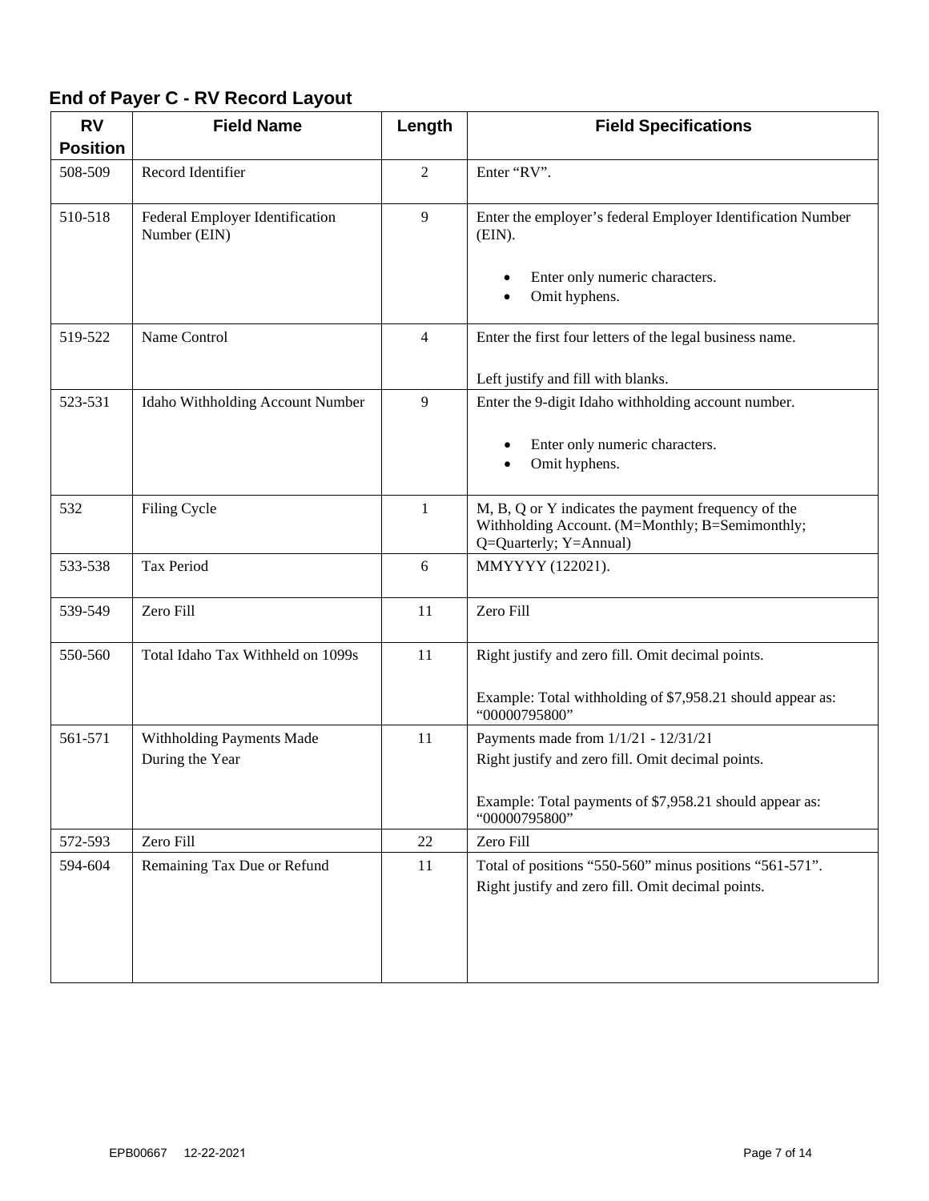## End of Payer C - RV Record Layout

| RV Position | Field Name | Length | Field Specifications |
|---|---|---|---|
| 508-509 | Record Identifier | 2 | Enter "RV". |
| 510-518 | Federal Employer Identification Number (EIN) | 9 | Enter the employer's federal Employer Identification Number (EIN).<br>• Enter only numeric characters.<br>• Omit hyphens. |
| 519-522 | Name Control | 4 | Enter the first four letters of the legal business name.<br>Left justify and fill with blanks. |
| 523-531 | Idaho Withholding Account Number | 9 | Enter the 9-digit Idaho withholding account number.<br>• Enter only numeric characters.<br>• Omit hyphens. |
| 532 | Filing Cycle | 1 | M, B, Q or Y indicates the payment frequency of the Withholding Account. (M=Monthly; B=Semimonthly; Q=Quarterly; Y=Annual) |
| 533-538 | Tax Period | 6 | MMYYYY (122021). |
| 539-549 | Zero Fill | 11 | Zero Fill |
| 550-560 | Total Idaho Tax Withheld on 1099s | 11 | Right justify and zero fill. Omit decimal points.<br>Example: Total withholding of $7,958.21 should appear as: "00000795800" |
| 561-571 | Withholding Payments Made During the Year | 11 | Payments made from 1/1/21 - 12/31/21<br>Right justify and zero fill. Omit decimal points.<br>Example: Total payments of $7,958.21 should appear as: "00000795800" |
| 572-593 | Zero Fill | 22 | Zero Fill |
| 594-604 | Remaining Tax Due or Refund | 11 | Total of positions "550-560" minus positions "561-571".<br>Right justify and zero fill. Omit decimal points. |

EPB00667 12-22-2021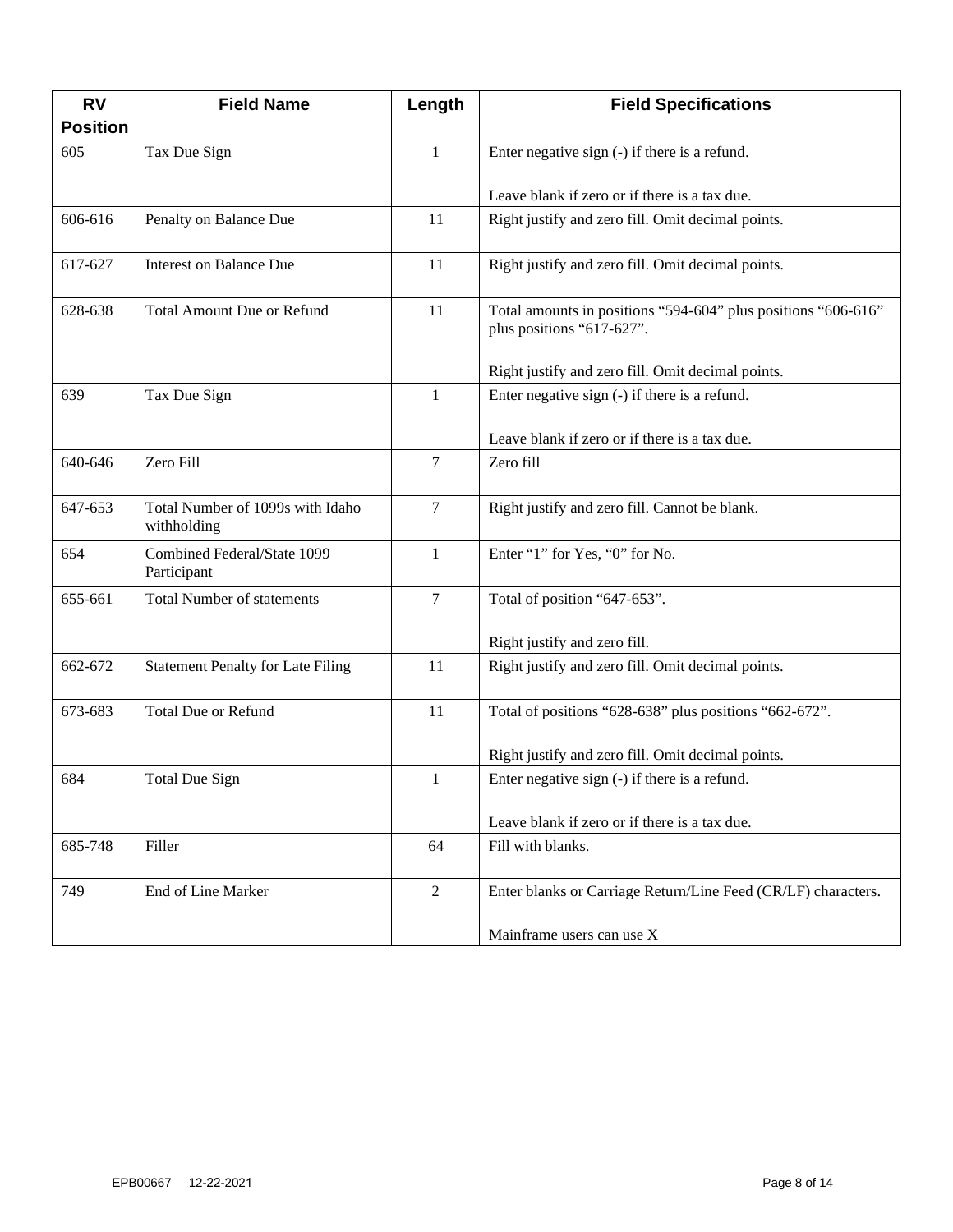| RV Position | Field Name | Length | Field Specifications |
| --- | --- | --- | --- |
| 605 | Tax Due Sign | 1 | Enter negative sign (-) if there is a refund.<br><br>Leave blank if zero or if there is a tax due. |
| 606-616 | Penalty on Balance Due | 11 | Right justify and zero fill. Omit decimal points. |
| 617-627 | Interest on Balance Due | 11 | Right justify and zero fill. Omit decimal points. |
| 628-638 | Total Amount Due or Refund | 11 | Total amounts in positions “594-604” plus positions “606-616” plus positions “617-627”.<br><br>Right justify and zero fill. Omit decimal points. |
| 639 | Tax Due Sign | 1 | Enter negative sign (-) if there is a refund.<br><br>Leave blank if zero or if there is a tax due. |
| 640-646 | Zero Fill | 7 | Zero fill |
| 647-653 | Total Number of 1099s with Idaho withholding | 7 | Right justify and zero fill. Cannot be blank. |
| 654 | Combined Federal/State 1099 Participant | 1 | Enter “1” for Yes, “0” for No. |
| 655-661 | Total Number of statements | 7 | Total of position “647-653”.<br><br>Right justify and zero fill. |
| 662-672 | Statement Penalty for Late Filing | 11 | Right justify and zero fill. Omit decimal points. |
| 673-683 | Total Due or Refund | 11 | Total of positions “628-638” plus positions “662-672”.<br><br>Right justify and zero fill. Omit decimal points. |
| 684 | Total Due Sign | 1 | Enter negative sign (-) if there is a refund.<br><br>Leave blank if zero or if there is a tax due. |
| 685-748 | Filler | 64 | Fill with blanks. |
| 749 | End of Line Marker | 2 | Enter blanks or Carriage Return/Line Feed (CR/LF) characters.<br><br>Mainframe users can use X |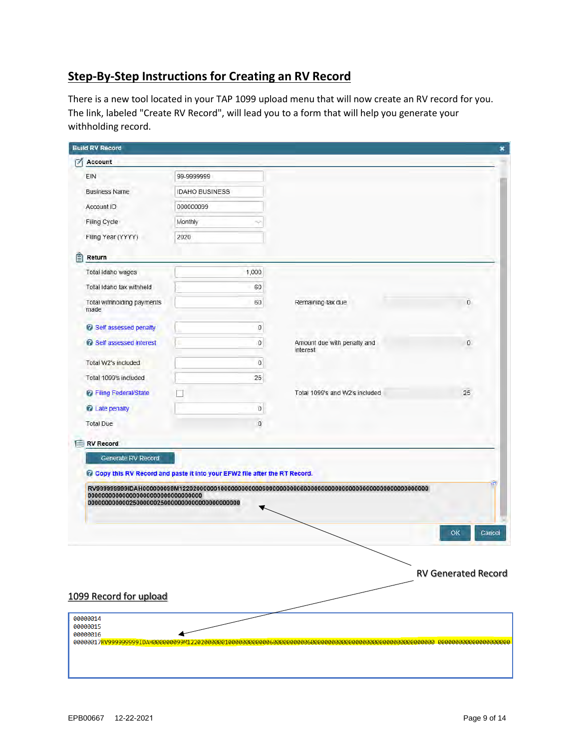## Step-By-Step Instructions for Creating an RV Record

There is a new tool located in your TAP 1099 upload menu that will now create an RV record for you. The link, labeled "Create RV Record", will lead you to a form that will help you generate your withholding record.

**Build RV Record**

**Account**

| Field | Value |
|---|---|
| EIN | 99-9999999 |
| Business Name | IDAHO BUSINESS |
| Account ID | 000000099 |
| Filing Cycle | Monthly |
| Filing Year (YYYY) | 2020 |

**Return**

| Field | Value | Field | Value |
|---|---|---|---|
| Total Idaho wages | 1,000 | | |
| Total Idaho tax withheld | 60 | | |
| Total withholding payments made | 60 | Remaining tax due | 0 |
| Self assessed penalty | 0 | | |
| Self assessed interest | 0 | Amount due with penalty and interest | 0 |
| Total W2's included | 0 | | |
| Total 1099's included | 25 | | |
| Filing Federal/State | ☐ | Total 1099's and W2's included | 25 |
| Late penalty | 0 | | |
| Total Due | 0 | | |

**RV Record**

Generate RV Record

Copy this RV Record and paste it into your EFW2 file after the RT Record.

```
RV999999999IDAH000000099M12202000000100000000000060000000000600000000000000000000000000000000000
000000000000000000000000000000000
00000000000002500000025000000000000000000000
```

OK | Cancel

RV Generated Record

1099 Record for upload

```
00000014
00000015
00000016
00000017RV999999999IDAH000000099M122020000001000000000000600000000006000000000000000000000000000000000000 000000000000000000000
```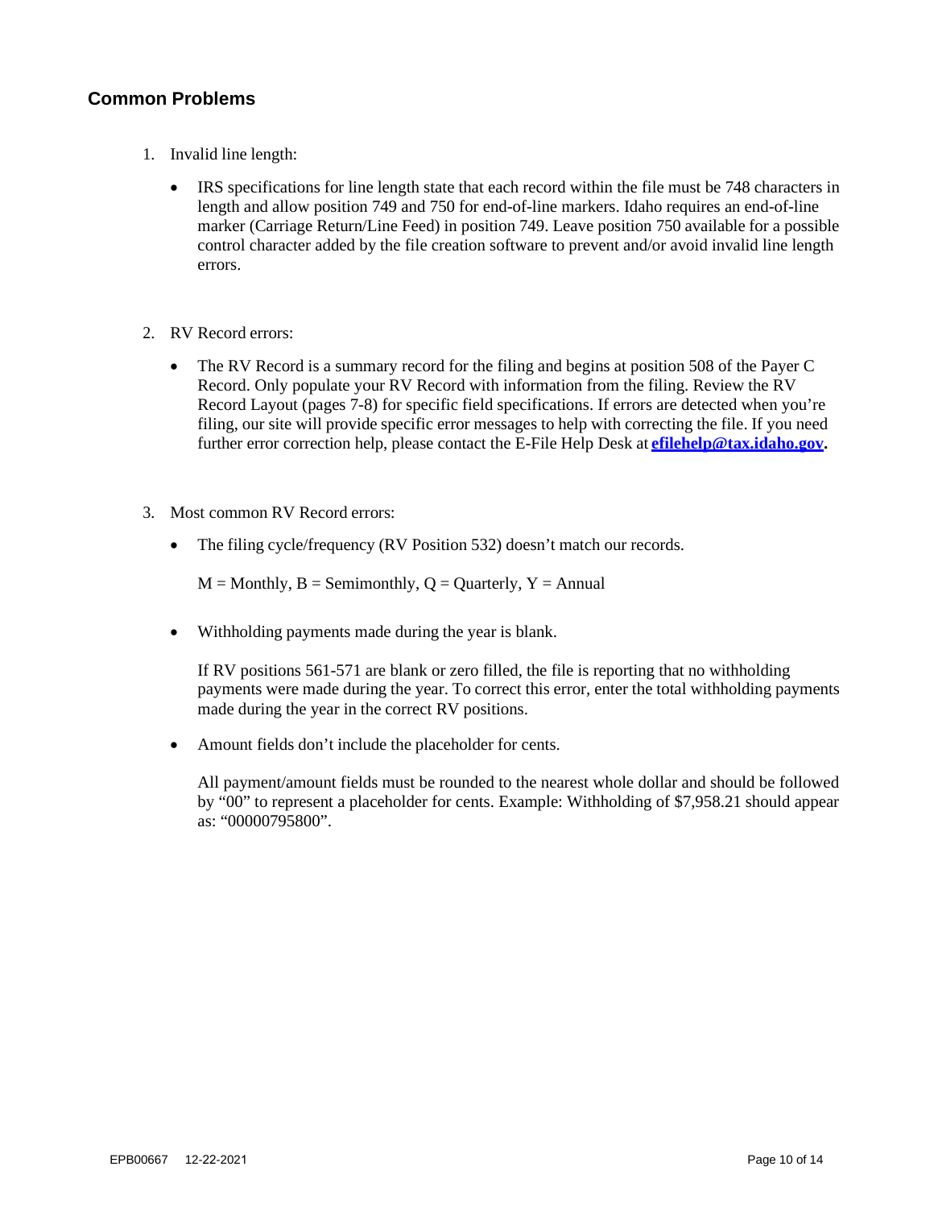## Common Problems

1. Invalid line length:

    - IRS specifications for line length state that each record within the file must be 748 characters in length and allow position 749 and 750 for end-of-line markers. Idaho requires an end-of-line marker (Carriage Return/Line Feed) in position 749. Leave position 750 available for a possible control character added by the file creation software to prevent and/or avoid invalid line length errors.

2. RV Record errors:

    - The RV Record is a summary record for the filing and begins at position 508 of the Payer C Record. Only populate your RV Record with information from the filing. Review the RV Record Layout (pages 7-8) for specific field specifications. If errors are detected when you're filing, our site will provide specific error messages to help with correcting the file. If you need further error correction help, please contact the E-File Help Desk at **efilehelp@tax.idaho.gov.**

3. Most common RV Record errors:

    - The filing cycle/frequency (RV Position 532) doesn't match our records.

      M = Monthly, B = Semimonthly, Q = Quarterly, Y = Annual

    - Withholding payments made during the year is blank.

      If RV positions 561-571 are blank or zero filled, the file is reporting that no withholding payments were made during the year. To correct this error, enter the total withholding payments made during the year in the correct RV positions.

    - Amount fields don't include the placeholder for cents.

      All payment/amount fields must be rounded to the nearest whole dollar and should be followed by "00" to represent a placeholder for cents. Example: Withholding of $7,958.21 should appear as: "00000795800".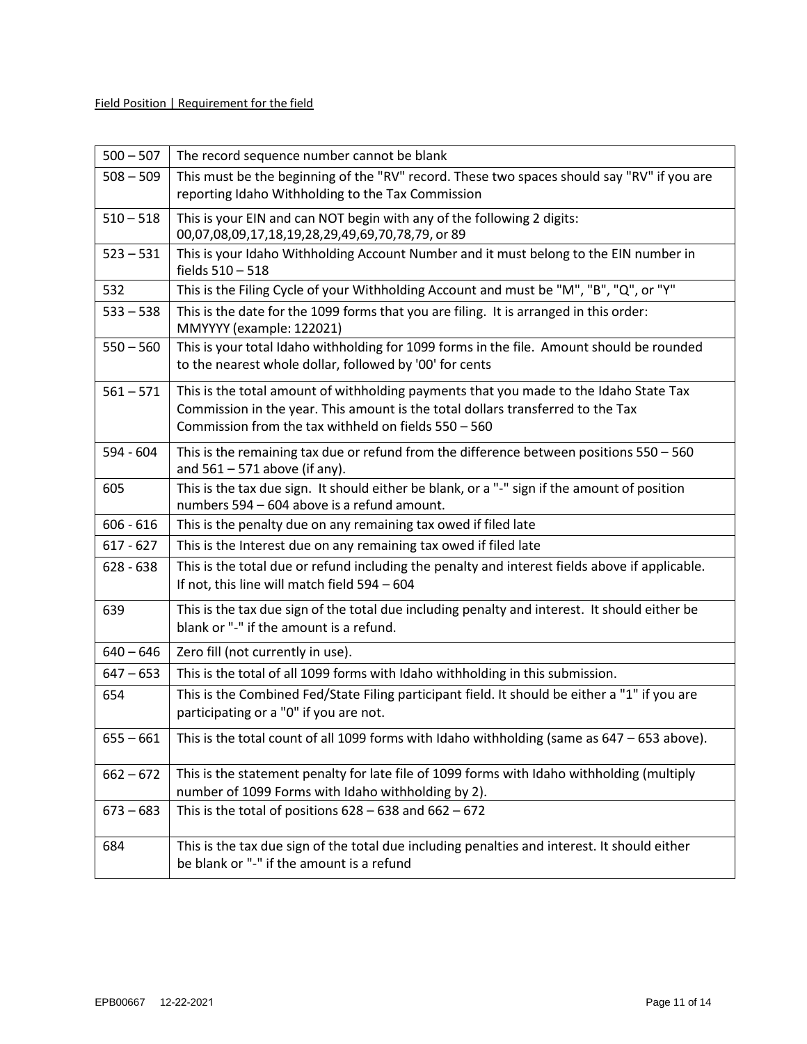Field Position | Requirement for the field

| | |
|---|---|
| 500 – 507 | The record sequence number cannot be blank |
| 508 – 509 | This must be the beginning of the "RV" record. These two spaces should say "RV" if you are reporting Idaho Withholding to the Tax Commission |
| 510 – 518 | This is your EIN and can NOT begin with any of the following 2 digits: 00,07,08,09,17,18,19,28,29,49,69,70,78,79, or 89 |
| 523 – 531 | This is your Idaho Withholding Account Number and it must belong to the EIN number in fields 510 – 518 |
| 532 | This is the Filing Cycle of your Withholding Account and must be "M", "B", "Q", or "Y" |
| 533 – 538 | This is the date for the 1099 forms that you are filing. It is arranged in this order: MMYYYY (example: 122021) |
| 550 – 560 | This is your total Idaho withholding for 1099 forms in the file. Amount should be rounded to the nearest whole dollar, followed by '00' for cents |
| 561 – 571 | This is the total amount of withholding payments that you made to the Idaho State Tax Commission in the year. This amount is the total dollars transferred to the Tax Commission from the tax withheld on fields 550 – 560 |
| 594 - 604 | This is the remaining tax due or refund from the difference between positions 550 – 560 and 561 – 571 above (if any). |
| 605 | This is the tax due sign. It should either be blank, or a "-" sign if the amount of position numbers 594 – 604 above is a refund amount. |
| 606 - 616 | This is the penalty due on any remaining tax owed if filed late |
| 617 - 627 | This is the Interest due on any remaining tax owed if filed late |
| 628 - 638 | This is the total due or refund including the penalty and interest fields above if applicable. If not, this line will match field 594 – 604 |
| 639 | This is the tax due sign of the total due including penalty and interest. It should either be blank or "-" if the amount is a refund. |
| 640 – 646 | Zero fill (not currently in use). |
| 647 – 653 | This is the total of all 1099 forms with Idaho withholding in this submission. |
| 654 | This is the Combined Fed/State Filing participant field. It should be either a "1" if you are participating or a "0" if you are not. |
| 655 – 661 | This is the total count of all 1099 forms with Idaho withholding (same as 647 – 653 above). |
| 662 – 672 | This is the statement penalty for late file of 1099 forms with Idaho withholding (multiply number of 1099 Forms with Idaho withholding by 2). |
| 673 – 683 | This is the total of positions 628 – 638 and 662 – 672 |
| 684 | This is the tax due sign of the total due including penalties and interest. It should either be blank or "-" if the amount is a refund |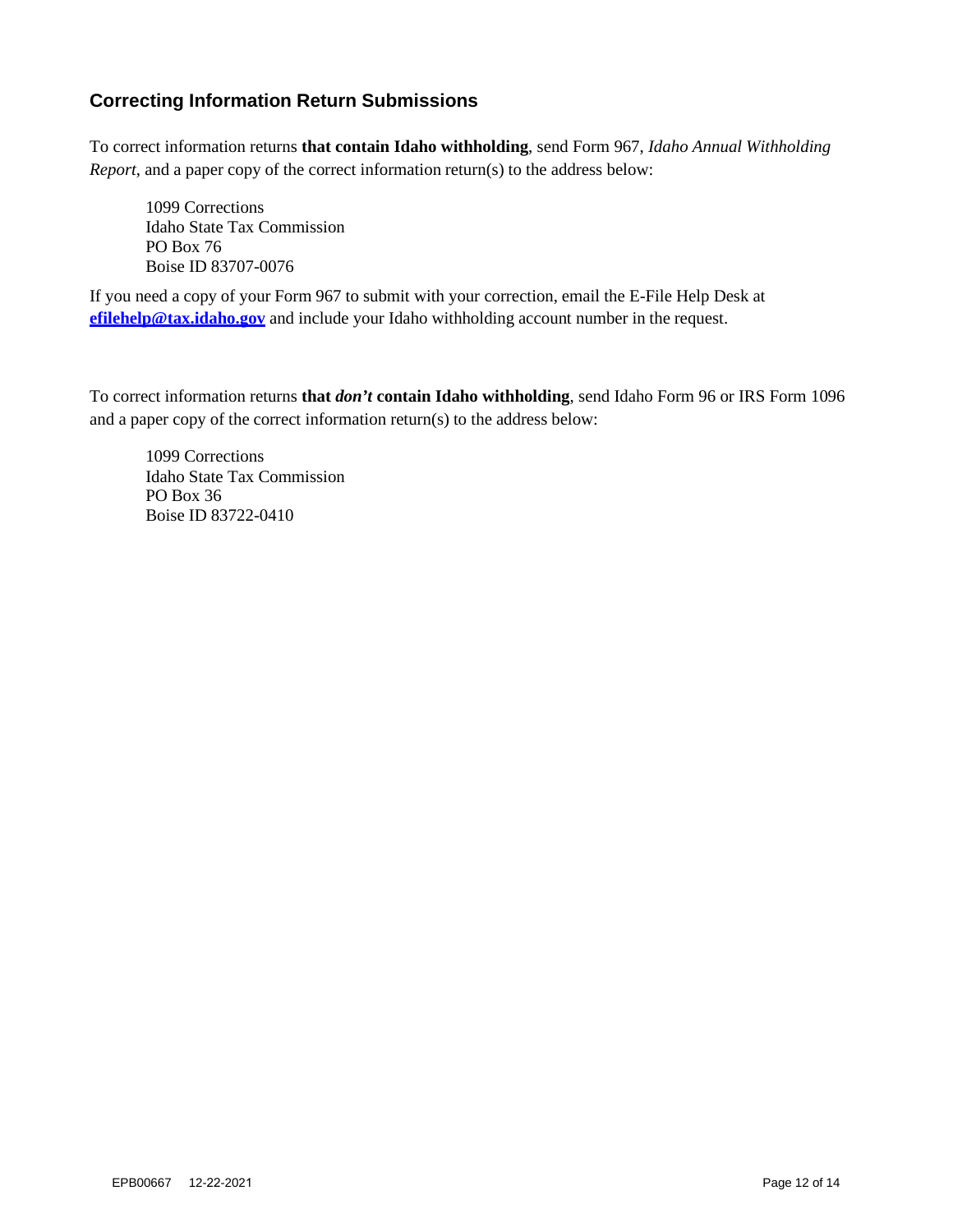## Correcting Information Return Submissions

To correct information returns **that contain Idaho withholding**, send Form 967, *Idaho Annual Withholding Report*, and a paper copy of the correct information return(s) to the address below:

> 1099 Corrections
> Idaho State Tax Commission
> PO Box 76
> Boise ID 83707-0076

If you need a copy of your Form 967 to submit with your correction, email the E-File Help Desk at **efilehelp@tax.idaho.gov** and include your Idaho withholding account number in the request.

To correct information returns **that *don't* contain Idaho withholding**, send Idaho Form 96 or IRS Form 1096 and a paper copy of the correct information return(s) to the address below:

> 1099 Corrections
> Idaho State Tax Commission
> PO Box 36
> Boise ID 83722-0410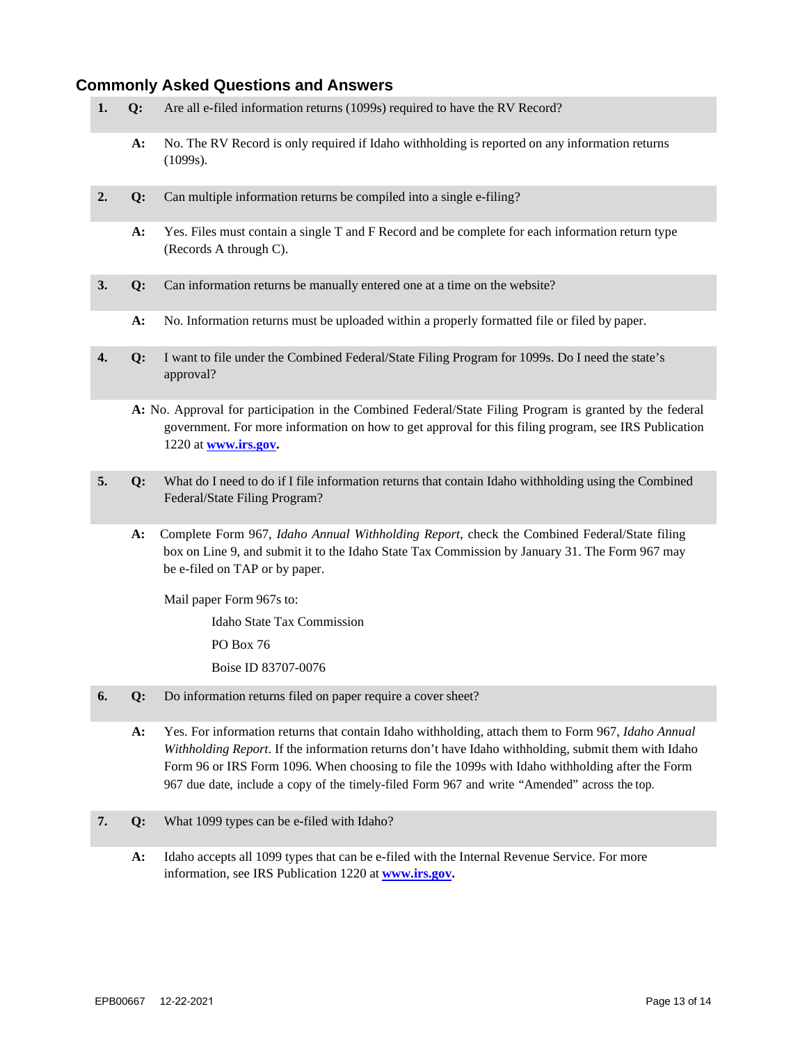## Commonly Asked Questions and Answers

**1. Q:** Are all e-filed information returns (1099s) required to have the RV Record?

**A:** No. The RV Record is only required if Idaho withholding is reported on any information returns (1099s).

**2. Q:** Can multiple information returns be compiled into a single e-filing?

**A:** Yes. Files must contain a single T and F Record and be complete for each information return type (Records A through C).

**3. Q:** Can information returns be manually entered one at a time on the website?

**A:** No. Information returns must be uploaded within a properly formatted file or filed by paper.

**4. Q:** I want to file under the Combined Federal/State Filing Program for 1099s. Do I need the state's approval?

**A:** No. Approval for participation in the Combined Federal/State Filing Program is granted by the federal government. For more information on how to get approval for this filing program, see IRS Publication 1220 at **www.irs.gov**.

**5. Q:** What do I need to do if I file information returns that contain Idaho withholding using the Combined Federal/State Filing Program?

**A:** Complete Form 967, *Idaho Annual Withholding Report*, check the Combined Federal/State filing box on Line 9, and submit it to the Idaho State Tax Commission by January 31. The Form 967 may be e-filed on TAP or by paper.

Mail paper Form 967s to:

Idaho State Tax Commission
PO Box 76
Boise ID 83707-0076

**6. Q:** Do information returns filed on paper require a cover sheet?

**A:** Yes. For information returns that contain Idaho withholding, attach them to Form 967, *Idaho Annual Withholding Report*. If the information returns don't have Idaho withholding, submit them with Idaho Form 96 or IRS Form 1096. When choosing to file the 1099s with Idaho withholding after the Form 967 due date, include a copy of the timely-filed Form 967 and write "Amended" across the top.

**7. Q:** What 1099 types can be e-filed with Idaho?

**A:** Idaho accepts all 1099 types that can be e-filed with the Internal Revenue Service. For more information, see IRS Publication 1220 at **www.irs.gov**.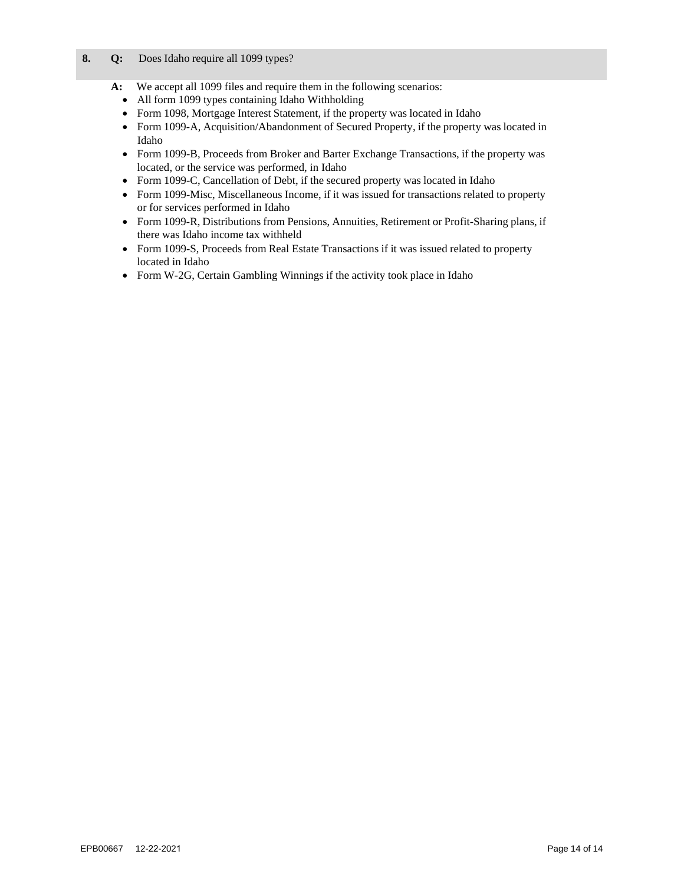**8. Q:** Does Idaho require all 1099 types?

**A:** We accept all 1099 files and require them in the following scenarios:

- All form 1099 types containing Idaho Withholding
- Form 1098, Mortgage Interest Statement, if the property was located in Idaho
- Form 1099-A, Acquisition/Abandonment of Secured Property, if the property was located in Idaho
- Form 1099-B, Proceeds from Broker and Barter Exchange Transactions, if the property was located, or the service was performed, in Idaho
- Form 1099-C, Cancellation of Debt, if the secured property was located in Idaho
- Form 1099-Misc, Miscellaneous Income, if it was issued for transactions related to property or for services performed in Idaho
- Form 1099-R, Distributions from Pensions, Annuities, Retirement or Profit-Sharing plans, if there was Idaho income tax withheld
- Form 1099-S, Proceeds from Real Estate Transactions if it was issued related to property located in Idaho
- Form W-2G, Certain Gambling Winnings if the activity took place in Idaho